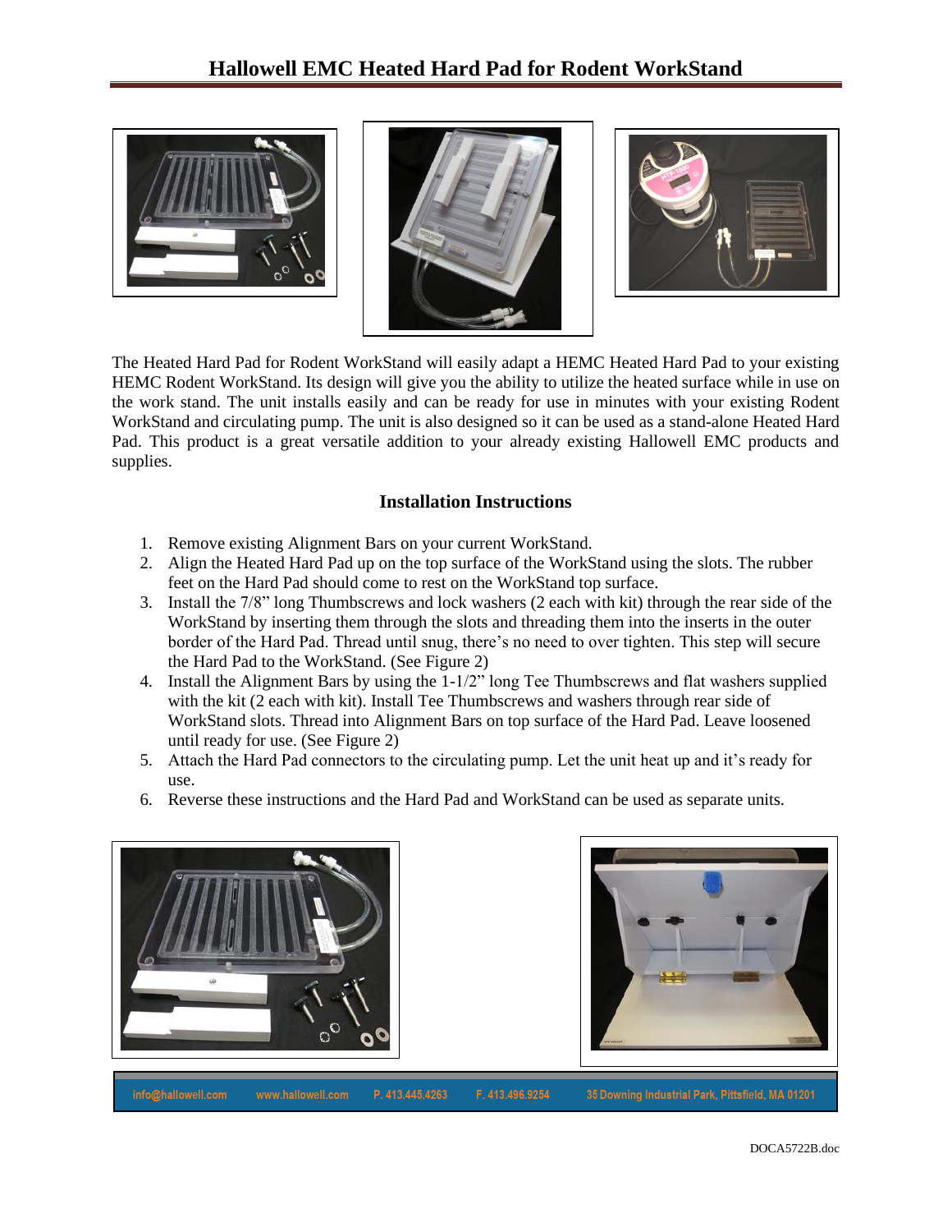# Hallowell EMC Heated Hard Pad for Rodent WorkStand

The Heated Hard Pad for Rodent WorkStand will easily adapt a HEMC Heated Hard Pad to your existing HEMC Rodent WorkStand. Its design will give you the ability to utilize the heated surface while in use on the work stand. The unit installs easily and can be ready for use in minutes with your existing Rodent WorkStand and circulating pump. The unit is also designed so it can be used as a stand-alone Heated Hard Pad. This product is a great versatile addition to your already existing Hallowell EMC products and supplies.

## Installation Instructions

1. Remove existing Alignment Bars on your current WorkStand.
2. Align the Heated Hard Pad up on the top surface of the WorkStand using the slots. The rubber feet on the Hard Pad should come to rest on the WorkStand top surface.
3. Install the 7/8" long Thumbscrews and lock washers (2 each with kit) through the rear side of the WorkStand by inserting them through the slots and threading them into the inserts in the outer border of the Hard Pad. Thread until snug, there's no need to over tighten. This step will secure the Hard Pad to the WorkStand. (See Figure 2)
4. Install the Alignment Bars by using the 1-1/2" long Tee Thumbscrews and flat washers supplied with the kit (2 each with kit). Install Tee Thumbscrews and washers through rear side of WorkStand slots. Thread into Alignment Bars on top surface of the Hard Pad. Leave loosened until ready for use. (See Figure 2)
5. Attach the Hard Pad connectors to the circulating pump. Let the unit heat up and it's ready for use.
6. Reverse these instructions and the Hard Pad and WorkStand can be used as separate units.

info@hallowell.com www.hallowell.com P. 413.445.4263 F. 413.496.9254 35 Downing Industrial Park, Pittsfield, MA 01201

DOCA5722B.doc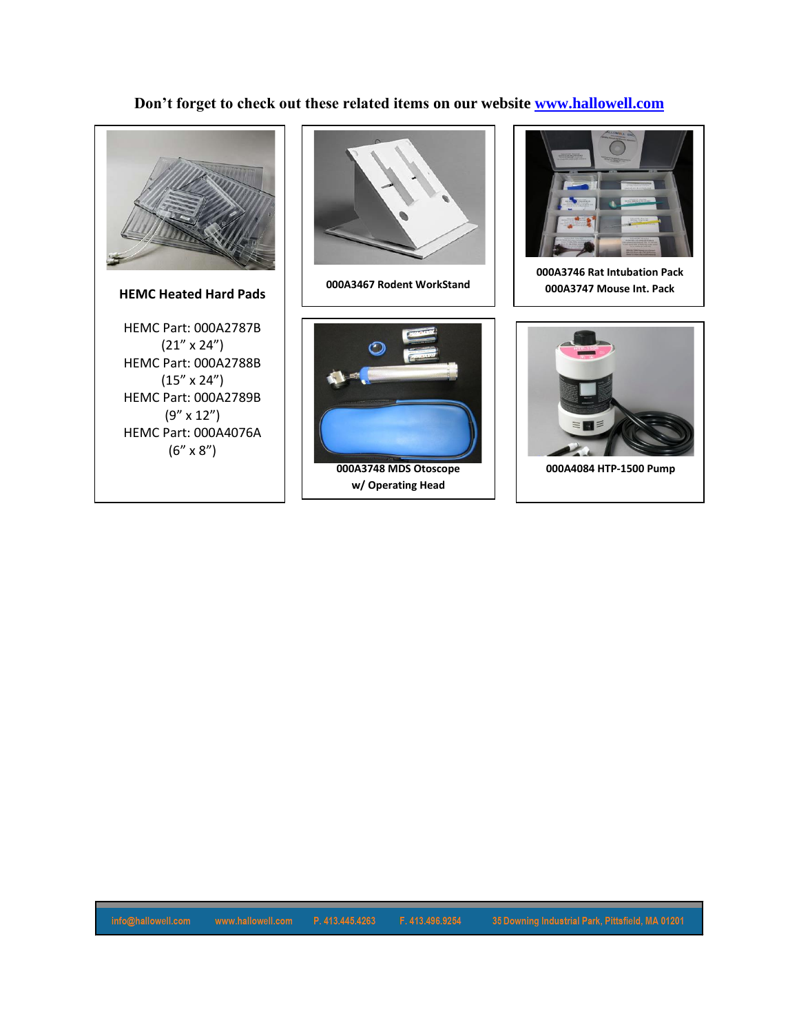**Don't forget to check out these related items on our website [www.hallowell.com](http://www.hallowell.com)**

**HEMC Heated Hard Pads**

HEMC Part: 000A2787B (21" x 24")
HEMC Part: 000A2788B (15" x 24")
HEMC Part: 000A2789B (9" x 12")
HEMC Part: 000A4076A (6" x 8")

**000A3467 Rodent WorkStand**

**000A3746 Rat Intubation Pack**
**000A3747 Mouse Int. Pack**

**000A3748 MDS Otoscope w/ Operating Head**

**000A4084 HTP-1500 Pump**

info@hallowell.com www.hallowell.com P. 413.445.4263 F. 413.496.9254 35 Downing Industrial Park, Pittsfield, MA 01201